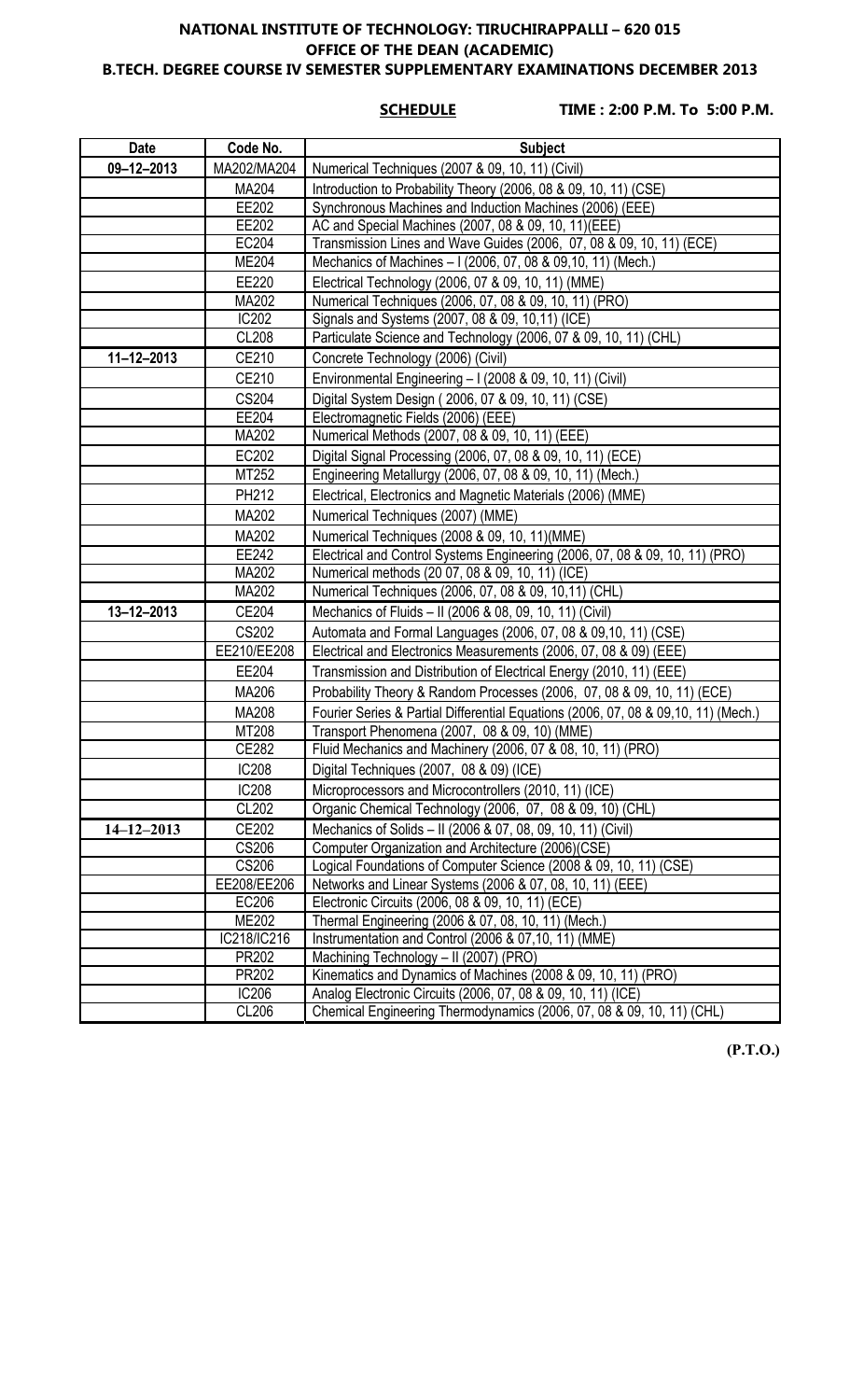**NATIONAL INSTITUTE OF TECHNOLOGY: TIRUCHIRAPPALLI – 620 015**
**OFFICE OF THE DEAN (ACADEMIC)**
**B.TECH. DEGREE COURSE IV SEMESTER SUPPLEMENTARY EXAMINATIONS DECEMBER 2013**

**SCHEDULE** **TIME : 2:00 P.M. To 5:00 P.M.**

| Date | Code No. | Subject |
|---|---|---|
| 09–12–2013 | MA202/MA204 | Numerical Techniques (2007 & 09, 10, 11) (Civil) |
| | MA204 | Introduction to Probability Theory (2006, 08 & 09, 10, 11) (CSE) |
| | EE202 | Synchronous Machines and Induction Machines (2006) (EEE) |
| | EE202 | AC and Special Machines (2007, 08 & 09, 10, 11)(EEE) |
| | EC204 | Transmission Lines and Wave Guides (2006, 07, 08 & 09, 10, 11) (ECE) |
| | ME204 | Mechanics of Machines – I (2006, 07, 08 & 09,10, 11) (Mech.) |
| | EE220 | Electrical Technology (2006, 07 & 09, 10, 11) (MME) |
| | MA202 | Numerical Techniques (2006, 07, 08 & 09, 10, 11) (PRO) |
| | IC202 | Signals and Systems (2007, 08 & 09, 10,11) (ICE) |
| | CL208 | Particulate Science and Technology (2006, 07 & 09, 10, 11) (CHL) |
| 11–12–2013 | CE210 | Concrete Technology (2006) (Civil) |
| | CE210 | Environmental Engineering – I (2008 & 09, 10, 11) (Civil) |
| | CS204 | Digital System Design ( 2006, 07 & 09, 10, 11) (CSE) |
| | EE204 | Electromagnetic Fields (2006) (EEE) |
| | MA202 | Numerical Methods (2007, 08 & 09, 10, 11) (EEE) |
| | EC202 | Digital Signal Processing (2006, 07, 08 & 09, 10, 11) (ECE) |
| | MT252 | Engineering Metallurgy (2006, 07, 08 & 09, 10, 11) (Mech.) |
| | PH212 | Electrical, Electronics and Magnetic Materials (2006) (MME) |
| | MA202 | Numerical Techniques (2007) (MME) |
| | MA202 | Numerical Techniques (2008 & 09, 10, 11)(MME) |
| | EE242 | Electrical and Control Systems Engineering (2006, 07, 08 & 09, 10, 11) (PRO) |
| | MA202 | Numerical methods (20 07, 08 & 09, 10, 11) (ICE) |
| | MA202 | Numerical Techniques (2006, 07, 08 & 09, 10,11) (CHL) |
| 13–12–2013 | CE204 | Mechanics of Fluids – II (2006 & 08, 09, 10, 11) (Civil) |
| | CS202 | Automata and Formal Languages (2006, 07, 08 & 09,10, 11) (CSE) |
| | EE210/EE208 | Electrical and Electronics Measurements (2006, 07, 08 & 09) (EEE) |
| | EE204 | Transmission and Distribution of Electrical Energy (2010, 11) (EEE) |
| | MA206 | Probability Theory & Random Processes (2006, 07, 08 & 09, 10, 11) (ECE) |
| | MA208 | Fourier Series & Partial Differential Equations (2006, 07, 08 & 09,10, 11) (Mech.) |
| | MT208 | Transport Phenomena (2007, 08 & 09, 10) (MME) |
| | CE282 | Fluid Mechanics and Machinery (2006, 07 & 08, 10, 11) (PRO) |
| | IC208 | Digital Techniques (2007, 08 & 09) (ICE) |
| | IC208 | Microprocessors and Microcontrollers (2010, 11) (ICE) |
| | CL202 | Organic Chemical Technology (2006, 07, 08 & 09, 10) (CHL) |
| 14–12–2013 | CE202 | Mechanics of Solids – II (2006 & 07, 08, 09, 10, 11) (Civil) |
| | CS206 | Computer Organization and Architecture (2006)(CSE) |
| | CS206 | Logical Foundations of Computer Science (2008 & 09, 10, 11) (CSE) |
| | EE208/EE206 | Networks and Linear Systems (2006 & 07, 08, 10, 11) (EEE) |
| | EC206 | Electronic Circuits (2006, 08 & 09, 10, 11) (ECE) |
| | ME202 | Thermal Engineering (2006 & 07, 08, 10, 11) (Mech.) |
| | IC218/IC216 | Instrumentation and Control (2006 & 07,10, 11) (MME) |
| | PR202 | Machining Technology – II (2007) (PRO) |
| | PR202 | Kinematics and Dynamics of Machines (2008 & 09, 10, 11) (PRO) |
| | IC206 | Analog Electronic Circuits (2006, 07, 08 & 09, 10, 11) (ICE) |
| | CL206 | Chemical Engineering Thermodynamics (2006, 07, 08 & 09, 10, 11) (CHL) |

**(P.T.O.)**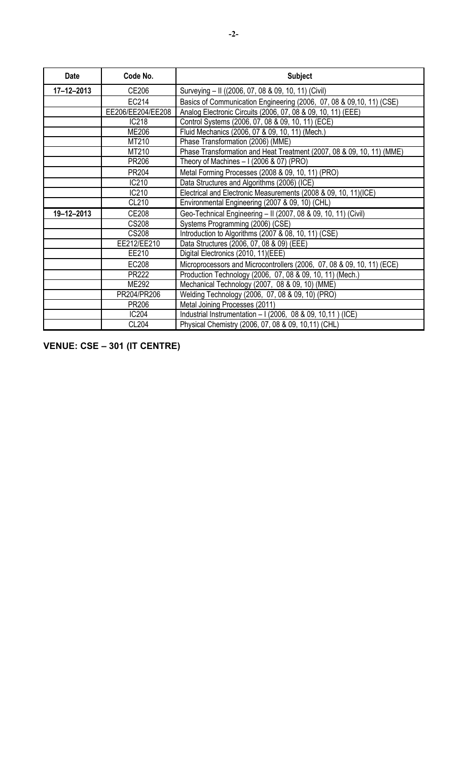| Date | Code No. | Subject |
|---|---|---|
| 17–12–2013 | CE206 | Surveying – II ((2006, 07, 08 & 09, 10, 11) (Civil) |
| | EC214 | Basics of Communication Engineering (2006, 07, 08 & 09,10, 11) (CSE) |
| | EE206/EE204/EE208 | Analog Electronic Circuits (2006, 07, 08 & 09, 10, 11) (EEE) |
| | IC218 | Control Systems (2006, 07, 08 & 09, 10, 11) (ECE) |
| | ME206 | Fluid Mechanics (2006, 07 & 09, 10, 11) (Mech.) |
| | MT210 | Phase Transformation (2006) (MME) |
| | MT210 | Phase Transformation and Heat Treatment (2007, 08 & 09, 10, 11) (MME) |
| | PR206 | Theory of Machines – I (2006 & 07) (PRO) |
| | PR204 | Metal Forming Processes (2008 & 09, 10, 11) (PRO) |
| | IC210 | Data Structures and Algorithms (2006) (ICE) |
| | IC210 | Electrical and Electronic Measurements (2008 & 09, 10, 11)(ICE) |
| | CL210 | Environmental Engineering (2007 & 09, 10) (CHL) |
| 19–12–2013 | CE208 | Geo-Technical Engineering – II (2007, 08 & 09, 10, 11) (Civil) |
| | CS208 | Systems Programming (2006) (CSE) |
| | CS208 | Introduction to Algorithms (2007 & 08, 10, 11) (CSE) |
| | EE212/EE210 | Data Structures (2006, 07, 08 & 09) (EEE) |
| | EE210 | Digital Electronics (2010, 11)(EEE) |
| | EC208 | Microprocessors and Microcontrollers (2006, 07, 08 & 09, 10, 11) (ECE) |
| | PR222 | Production Technology (2006, 07, 08 & 09, 10, 11) (Mech.) |
| | ME292 | Mechanical Technology (2007, 08 & 09, 10) (MME) |
| | PR204/PR206 | Welding Technology (2006, 07, 08 & 09, 10) (PRO) |
| | PR206 | Metal Joining Processes (2011) |
| | IC204 | Industrial Instrumentation – I (2006, 08 & 09, 10,11 ) (ICE) |
| | CL204 | Physical Chemistry (2006, 07, 08 & 09, 10,11) (CHL) |

**VENUE: CSE – 301 (IT CENTRE)**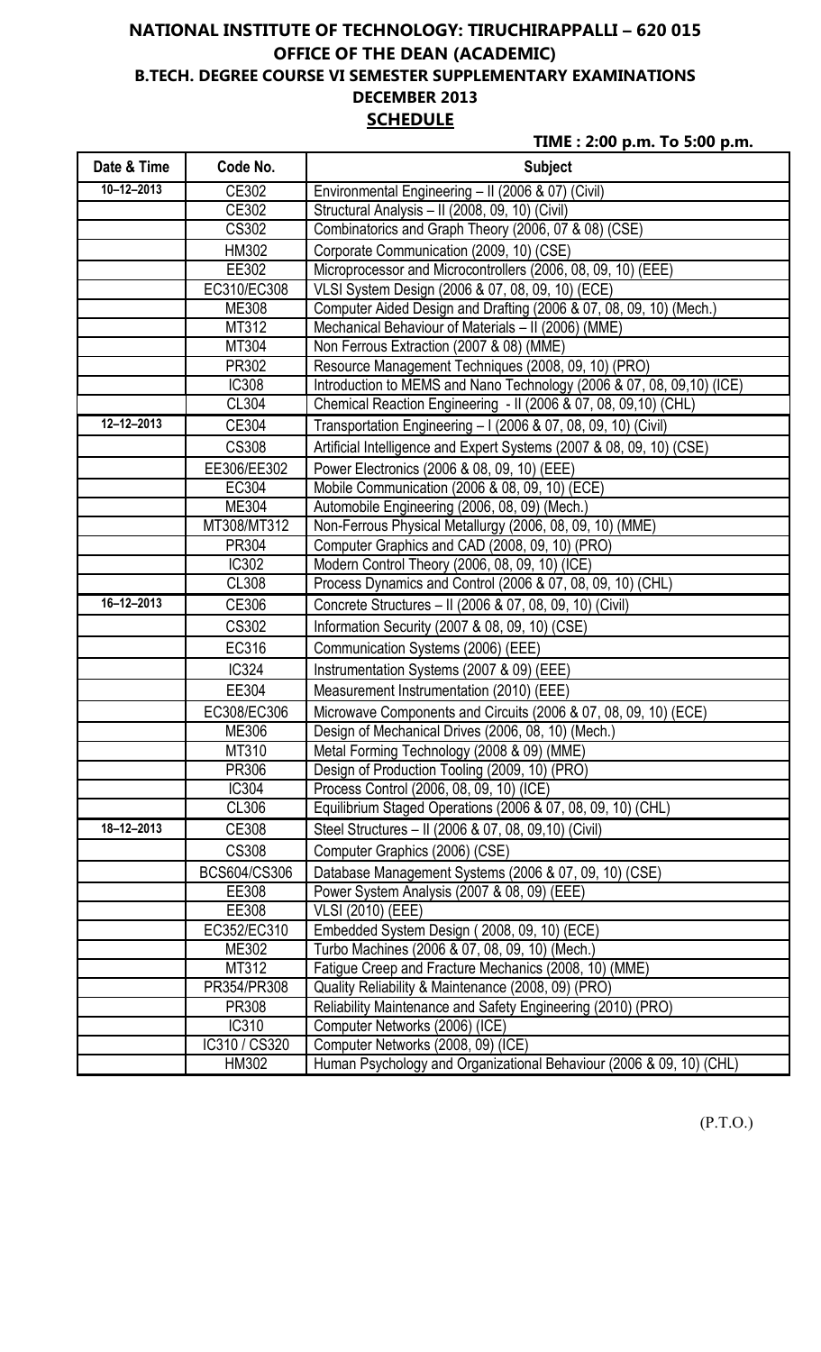# NATIONAL INSTITUTE OF TECHNOLOGY: TIRUCHIRAPPALLI – 620 015
## OFFICE OF THE DEAN (ACADEMIC)
## B.TECH. DEGREE COURSE VI SEMESTER SUPPLEMENTARY EXAMINATIONS
## DECEMBER 2013
## SCHEDULE

**TIME : 2:00 p.m. To 5:00 p.m.**

| Date & Time | Code No. | Subject |
|---|---|---|
| 10–12–2013 | CE302 | Environmental Engineering – II (2006 & 07) (Civil) |
| | CE302 | Structural Analysis – II (2008, 09, 10) (Civil) |
| | CS302 | Combinatorics and Graph Theory (2006, 07 & 08) (CSE) |
| | HM302 | Corporate Communication (2009, 10) (CSE) |
| | EE302 | Microprocessor and Microcontrollers (2006, 08, 09, 10) (EEE) |
| | EC310/EC308 | VLSI System Design (2006 & 07, 08, 09, 10) (ECE) |
| | ME308 | Computer Aided Design and Drafting (2006 & 07, 08, 09, 10) (Mech.) |
| | MT312 | Mechanical Behaviour of Materials – II (2006) (MME) |
| | MT304 | Non Ferrous Extraction (2007 & 08) (MME) |
| | PR302 | Resource Management Techniques (2008, 09, 10) (PRO) |
| | IC308 | Introduction to MEMS and Nano Technology (2006 & 07, 08, 09,10) (ICE) |
| | CL304 | Chemical Reaction Engineering - II (2006 & 07, 08, 09,10) (CHL) |
| 12–12–2013 | CE304 | Transportation Engineering – I (2006 & 07, 08, 09, 10) (Civil) |
| | CS308 | Artificial Intelligence and Expert Systems (2007 & 08, 09, 10) (CSE) |
| | EE306/EE302 | Power Electronics (2006 & 08, 09, 10) (EEE) |
| | EC304 | Mobile Communication (2006 & 08, 09, 10) (ECE) |
| | ME304 | Automobile Engineering (2006, 08, 09) (Mech.) |
| | MT308/MT312 | Non-Ferrous Physical Metallurgy (2006, 08, 09, 10) (MME) |
| | PR304 | Computer Graphics and CAD (2008, 09, 10) (PRO) |
| | IC302 | Modern Control Theory (2006, 08, 09, 10) (ICE) |
| | CL308 | Process Dynamics and Control (2006 & 07, 08, 09, 10) (CHL) |
| 16–12–2013 | CE306 | Concrete Structures – II (2006 & 07, 08, 09, 10) (Civil) |
| | CS302 | Information Security (2007 & 08, 09, 10) (CSE) |
| | EC316 | Communication Systems (2006) (EEE) |
| | IC324 | Instrumentation Systems (2007 & 09) (EEE) |
| | EE304 | Measurement Instrumentation (2010) (EEE) |
| | EC308/EC306 | Microwave Components and Circuits (2006 & 07, 08, 09, 10) (ECE) |
| | ME306 | Design of Mechanical Drives (2006, 08, 10) (Mech.) |
| | MT310 | Metal Forming Technology (2008 & 09) (MME) |
| | PR306 | Design of Production Tooling (2009, 10) (PRO) |
| | IC304 | Process Control (2006, 08, 09, 10) (ICE) |
| | CL306 | Equilibrium Staged Operations (2006 & 07, 08, 09, 10) (CHL) |
| 18–12–2013 | CE308 | Steel Structures – II (2006 & 07, 08, 09,10) (Civil) |
| | CS308 | Computer Graphics (2006) (CSE) |
| | BCS604/CS306 | Database Management Systems (2006 & 07, 09, 10) (CSE) |
| | EE308 | Power System Analysis (2007 & 08, 09) (EEE) |
| | EE308 | VLSI (2010) (EEE) |
| | EC352/EC310 | Embedded System Design ( 2008, 09, 10) (ECE) |
| | ME302 | Turbo Machines (2006 & 07, 08, 09, 10) (Mech.) |
| | MT312 | Fatigue Creep and Fracture Mechanics (2008, 10) (MME) |
| | PR354/PR308 | Quality Reliability & Maintenance (2008, 09) (PRO) |
| | PR308 | Reliability Maintenance and Safety Engineering (2010) (PRO) |
| | IC310 | Computer Networks (2006) (ICE) |
| | IC310 / CS320 | Computer Networks (2008, 09) (ICE) |
| | HM302 | Human Psychology and Organizational Behaviour (2006 & 09, 10) (CHL) |

(P.T.O.)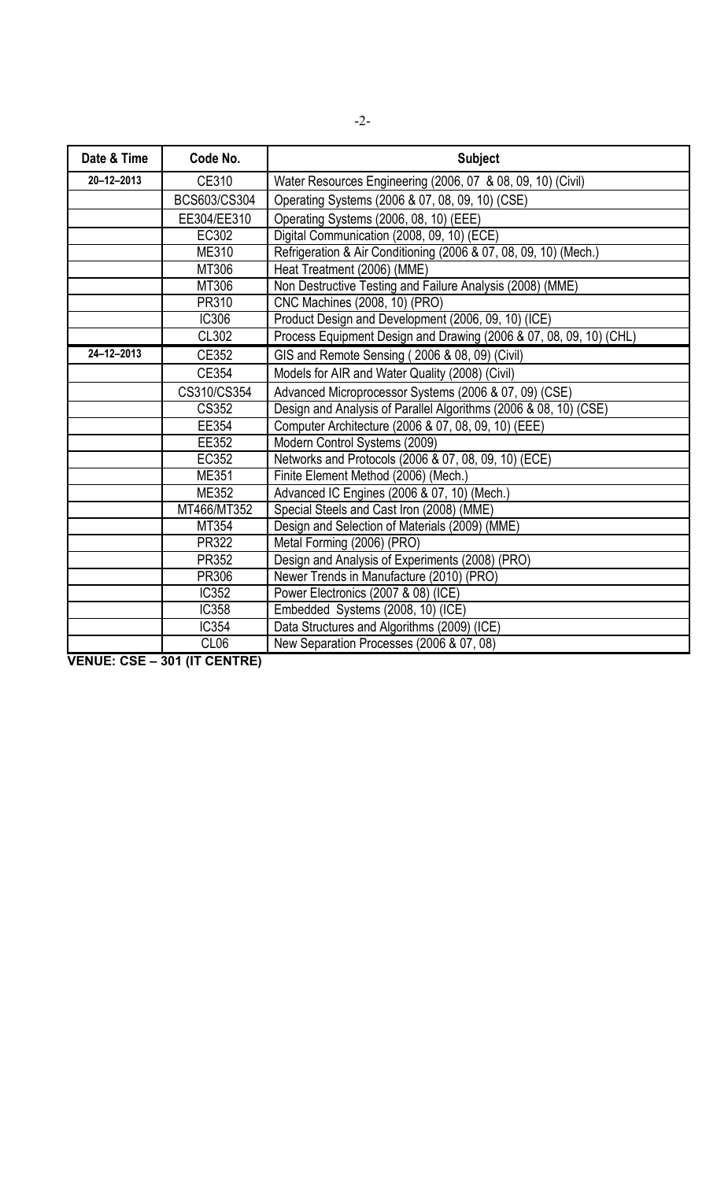| Date & Time | Code No. | Subject |
|---|---|---|
| 20–12–2013 | CE310 | Water Resources Engineering (2006, 07 & 08, 09, 10) (Civil) |
| | BCS603/CS304 | Operating Systems (2006 & 07, 08, 09, 10) (CSE) |
| | EE304/EE310 | Operating Systems (2006, 08, 10) (EEE) |
| | EC302 | Digital Communication (2008, 09, 10) (ECE) |
| | ME310 | Refrigeration & Air Conditioning (2006 & 07, 08, 09, 10) (Mech.) |
| | MT306 | Heat Treatment (2006) (MME) |
| | MT306 | Non Destructive Testing and Failure Analysis (2008) (MME) |
| | PR310 | CNC Machines (2008, 10) (PRO) |
| | IC306 | Product Design and Development (2006, 09, 10) (ICE) |
| | CL302 | Process Equipment Design and Drawing (2006 & 07, 08, 09, 10) (CHL) |
| 24–12–2013 | CE352 | GIS and Remote Sensing ( 2006 & 08, 09) (Civil) |
| | CE354 | Models for AIR and Water Quality (2008) (Civil) |
| | CS310/CS354 | Advanced Microprocessor Systems (2006 & 07, 09) (CSE) |
| | CS352 | Design and Analysis of Parallel Algorithms (2006 & 08, 10) (CSE) |
| | EE354 | Computer Architecture (2006 & 07, 08, 09, 10) (EEE) |
| | EE352 | Modern Control Systems (2009) |
| | EC352 | Networks and Protocols (2006 & 07, 08, 09, 10) (ECE) |
| | ME351 | Finite Element Method (2006) (Mech.) |
| | ME352 | Advanced IC Engines (2006 & 07, 10) (Mech.) |
| | MT466/MT352 | Special Steels and Cast Iron (2008) (MME) |
| | MT354 | Design and Selection of Materials (2009) (MME) |
| | PR322 | Metal Forming (2006) (PRO) |
| | PR352 | Design and Analysis of Experiments (2008) (PRO) |
| | PR306 | Newer Trends in Manufacture (2010) (PRO) |
| | IC352 | Power Electronics (2007 & 08) (ICE) |
| | IC358 | Embedded Systems (2008, 10) (ICE) |
| | IC354 | Data Structures and Algorithms (2009) (ICE) |
| | CL06 | New Separation Processes (2006 & 07, 08) |

**VENUE: CSE – 301 (IT CENTRE)**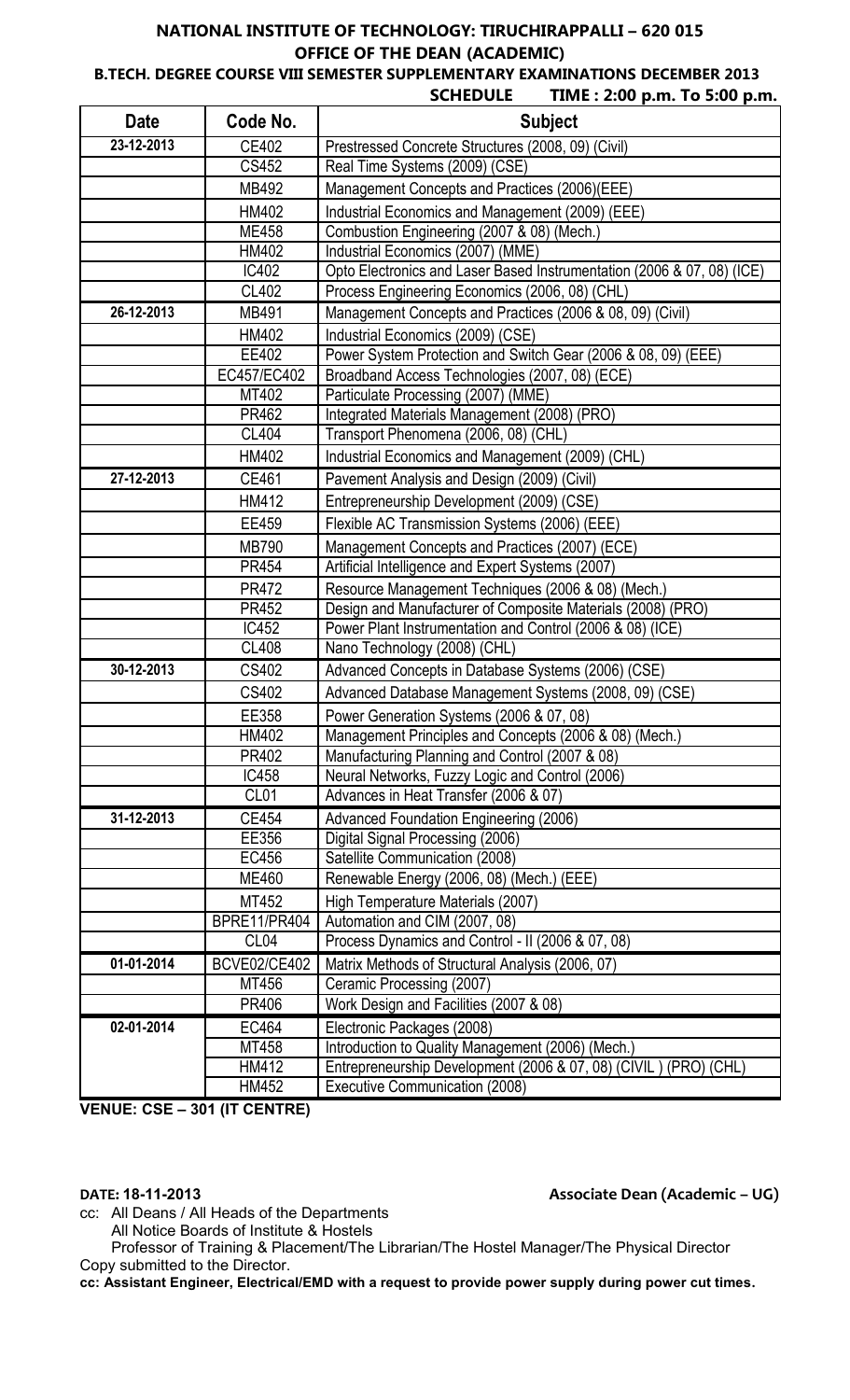# NATIONAL INSTITUTE OF TECHNOLOGY: TIRUCHIRAPPALLI – 620 015

## OFFICE OF THE DEAN (ACADEMIC)

### B.TECH. DEGREE COURSE VIII SEMESTER SUPPLEMENTARY EXAMINATIONS DECEMBER 2013

**SCHEDULE TIME : 2:00 p.m. To 5:00 p.m.**

| Date | Code No. | Subject |
|---|---|---|
| 23-12-2013 | CE402 | Prestressed Concrete Structures (2008, 09) (Civil) |
| | CS452 | Real Time Systems (2009) (CSE) |
| | MB492 | Management Concepts and Practices (2006)(EEE) |
| | HM402 | Industrial Economics and Management (2009) (EEE) |
| | ME458 | Combustion Engineering (2007 & 08) (Mech.) |
| | HM402 | Industrial Economics (2007) (MME) |
| | IC402 | Opto Electronics and Laser Based Instrumentation (2006 & 07, 08) (ICE) |
| | CL402 | Process Engineering Economics (2006, 08) (CHL) |
| 26-12-2013 | MB491 | Management Concepts and Practices (2006 & 08, 09) (Civil) |
| | HM402 | Industrial Economics (2009) (CSE) |
| | EE402 | Power System Protection and Switch Gear (2006 & 08, 09) (EEE) |
| | EC457/EC402 | Broadband Access Technologies (2007, 08) (ECE) |
| | MT402 | Particulate Processing (2007) (MME) |
| | PR462 | Integrated Materials Management (2008) (PRO) |
| | CL404 | Transport Phenomena (2006, 08) (CHL) |
| | HM402 | Industrial Economics and Management (2009) (CHL) |
| 27-12-2013 | CE461 | Pavement Analysis and Design (2009) (Civil) |
| | HM412 | Entrepreneurship Development (2009) (CSE) |
| | EE459 | Flexible AC Transmission Systems (2006) (EEE) |
| | MB790 | Management Concepts and Practices (2007) (ECE) |
| | PR454 | Artificial Intelligence and Expert Systems (2007) |
| | PR472 | Resource Management Techniques (2006 & 08) (Mech.) |
| | PR452 | Design and Manufacturer of Composite Materials (2008) (PRO) |
| | IC452 | Power Plant Instrumentation and Control (2006 & 08) (ICE) |
| | CL408 | Nano Technology (2008) (CHL) |
| 30-12-2013 | CS402 | Advanced Concepts in Database Systems (2006) (CSE) |
| | CS402 | Advanced Database Management Systems (2008, 09) (CSE) |
| | EE358 | Power Generation Systems (2006 & 07, 08) |
| | HM402 | Management Principles and Concepts (2006 & 08) (Mech.) |
| | PR402 | Manufacturing Planning and Control (2007 & 08) |
| | IC458 | Neural Networks, Fuzzy Logic and Control (2006) |
| | CL01 | Advances in Heat Transfer (2006 & 07) |
| 31-12-2013 | CE454 | Advanced Foundation Engineering (2006) |
| | EE356 | Digital Signal Processing (2006) |
| | EC456 | Satellite Communication (2008) |
| | ME460 | Renewable Energy (2006, 08) (Mech.) (EEE) |
| | MT452 | High Temperature Materials (2007) |
| | BPRE11/PR404 | Automation and CIM (2007, 08) |
| | CL04 | Process Dynamics and Control - II (2006 & 07, 08) |
| 01-01-2014 | BCVE02/CE402 | Matrix Methods of Structural Analysis (2006, 07) |
| | MT456 | Ceramic Processing (2007) |
| | PR406 | Work Design and Facilities (2007 & 08) |
| 02-01-2014 | EC464 | Electronic Packages (2008) |
| | MT458 | Introduction to Quality Management (2006) (Mech.) |
| | HM412 | Entrepreneurship Development (2006 & 07, 08) (CIVIL ) (PRO) (CHL) |
| | HM452 | Executive Communication (2008) |

**VENUE: CSE – 301 (IT CENTRE)**

**DATE: 18-11-2013** **Associate Dean (Academic – UG)**

cc: All Deans / All Heads of the Departments
All Notice Boards of Institute & Hostels
Professor of Training & Placement/The Librarian/The Hostel Manager/The Physical Director
Copy submitted to the Director.

**cc: Assistant Engineer, Electrical/EMD with a request to provide power supply during power cut times.**